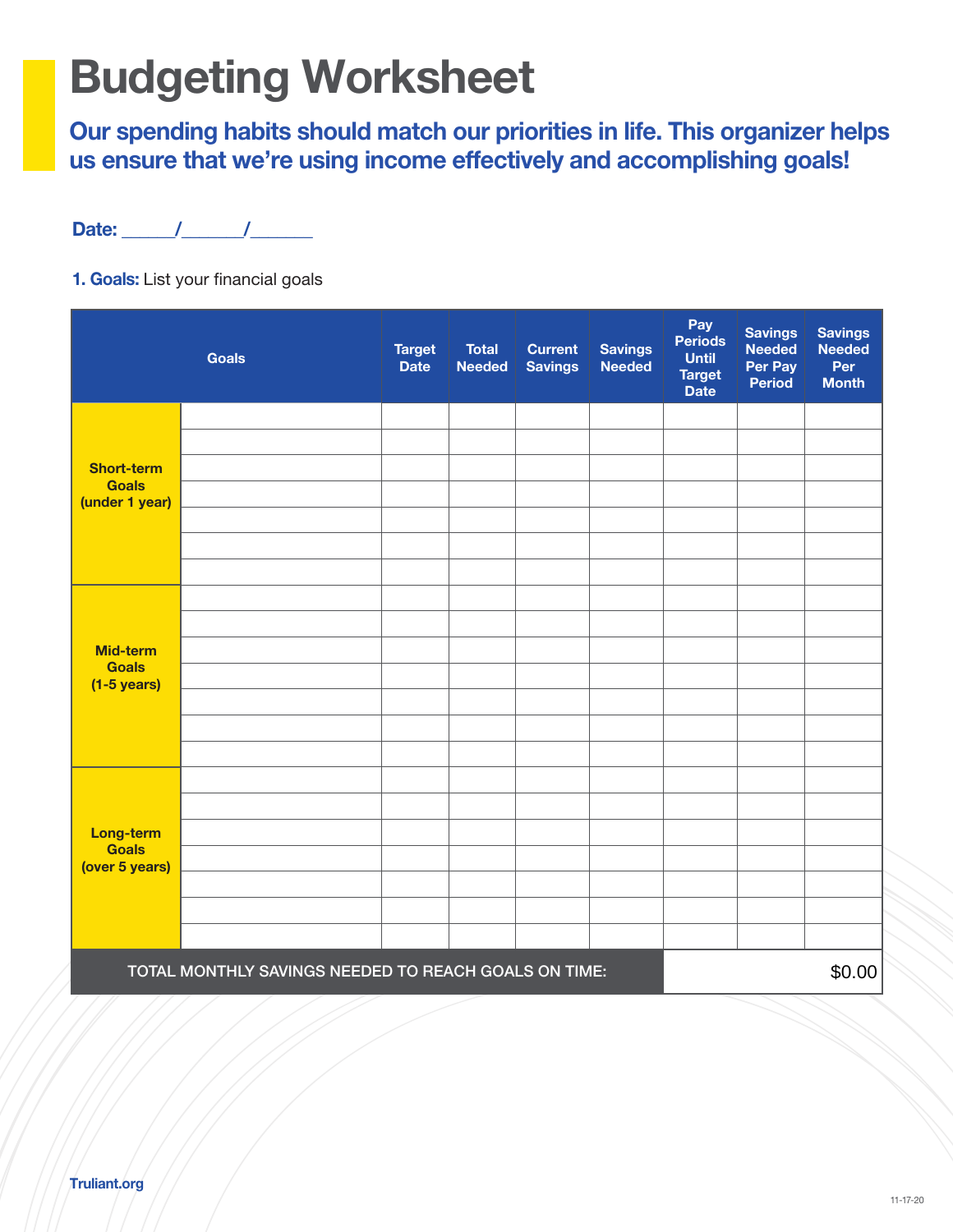# Budgeting Worksheet

## Our spending habits should match our priorities in life. This organizer helps us ensure that we're using income effectively and accomplishing goals!

**Date:** _____/______/______

**1. Goals:** List your financial goals

| Goals | | Target Date | Total Needed | Current Savings | Savings Needed | Pay Periods Until Target Date | Savings Needed Per Pay Period | Savings Needed Per Month |
|---|---|---|---|---|---|---|---|---|
| **Short-term Goals (under 1 year)** | | | | | | | | |
| | | | | | | | | |
| | | | | | | | | |
| | | | | | | | | |
| | | | | | | | | |
| | | | | | | | | |
| | | | | | | | | |
| **Mid-term Goals (1-5 years)** | | | | | | | | |
| | | | | | | | | |
| | | | | | | | | |
| | | | | | | | | |
| | | | | | | | | |
| | | | | | | | | |
| | | | | | | | | |
| **Long-term Goals (over 5 years)** | | | | | | | | |
| | | | | | | | | |
| | | | | | | | | |
| | | | | | | | | |
| | | | | | | | | |
| | | | | | | | | |
| | | | | | | | | |
| TOTAL MONTHLY SAVINGS NEEDED TO REACH GOALS ON TIME: | | | | | | | | $0.00 |

Truliant.org

11-17-20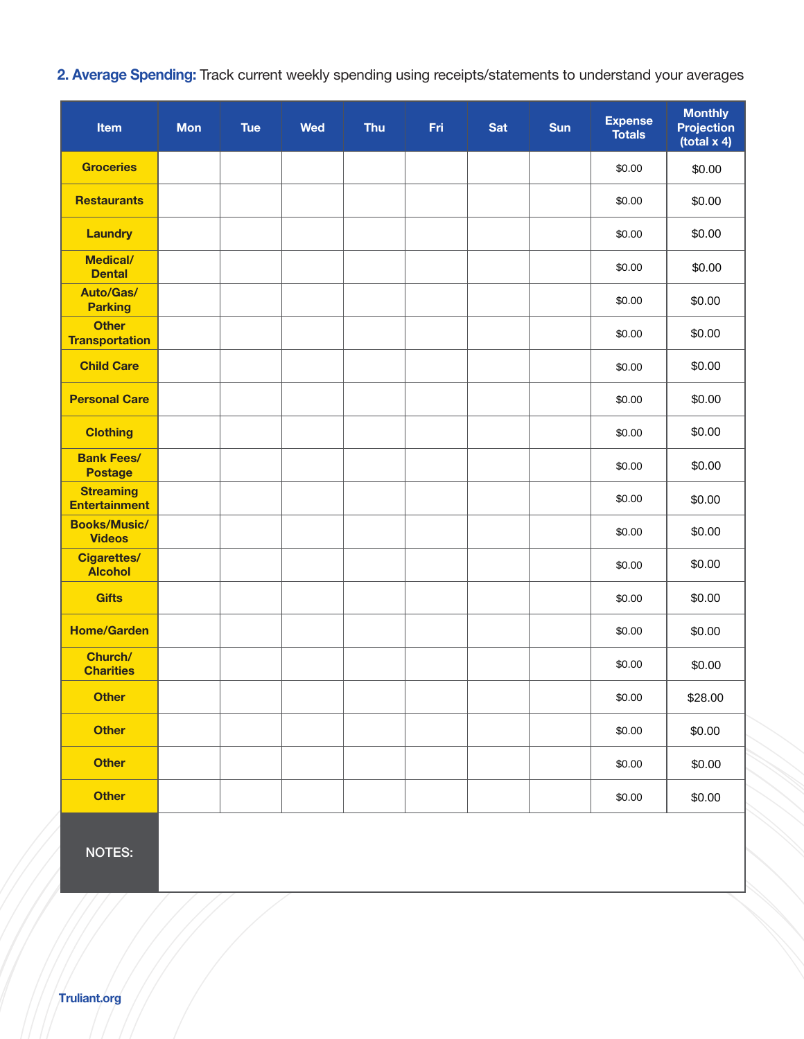**2. Average Spending:** Track current weekly spending using receipts/statements to understand your averages

| Item | Mon | Tue | Wed | Thu | Fri | Sat | Sun | Expense Totals | Monthly Projection (total x 4) |
|---|---|---|---|---|---|---|---|---|---|
| Groceries | | | | | | | | $0.00 | $0.00 |
| Restaurants | | | | | | | | $0.00 | $0.00 |
| Laundry | | | | | | | | $0.00 | $0.00 |
| Medical/ Dental | | | | | | | | $0.00 | $0.00 |
| Auto/Gas/ Parking | | | | | | | | $0.00 | $0.00 |
| Other Transportation | | | | | | | | $0.00 | $0.00 |
| Child Care | | | | | | | | $0.00 | $0.00 |
| Personal Care | | | | | | | | $0.00 | $0.00 |
| Clothing | | | | | | | | $0.00 | $0.00 |
| Bank Fees/ Postage | | | | | | | | $0.00 | $0.00 |
| Streaming Entertainment | | | | | | | | $0.00 | $0.00 |
| Books/Music/ Videos | | | | | | | | $0.00 | $0.00 |
| Cigarettes/ Alcohol | | | | | | | | $0.00 | $0.00 |
| Gifts | | | | | | | | $0.00 | $0.00 |
| Home/Garden | | | | | | | | $0.00 | $0.00 |
| Church/ Charities | | | | | | | | $0.00 | $0.00 |
| Other | | | | | | | | $0.00 | $28.00 |
| Other | | | | | | | | $0.00 | $0.00 |
| Other | | | | | | | | $0.00 | $0.00 |
| Other | | | | | | | | $0.00 | $0.00 |
| NOTES: | | | | | | | | | |

Truliant.org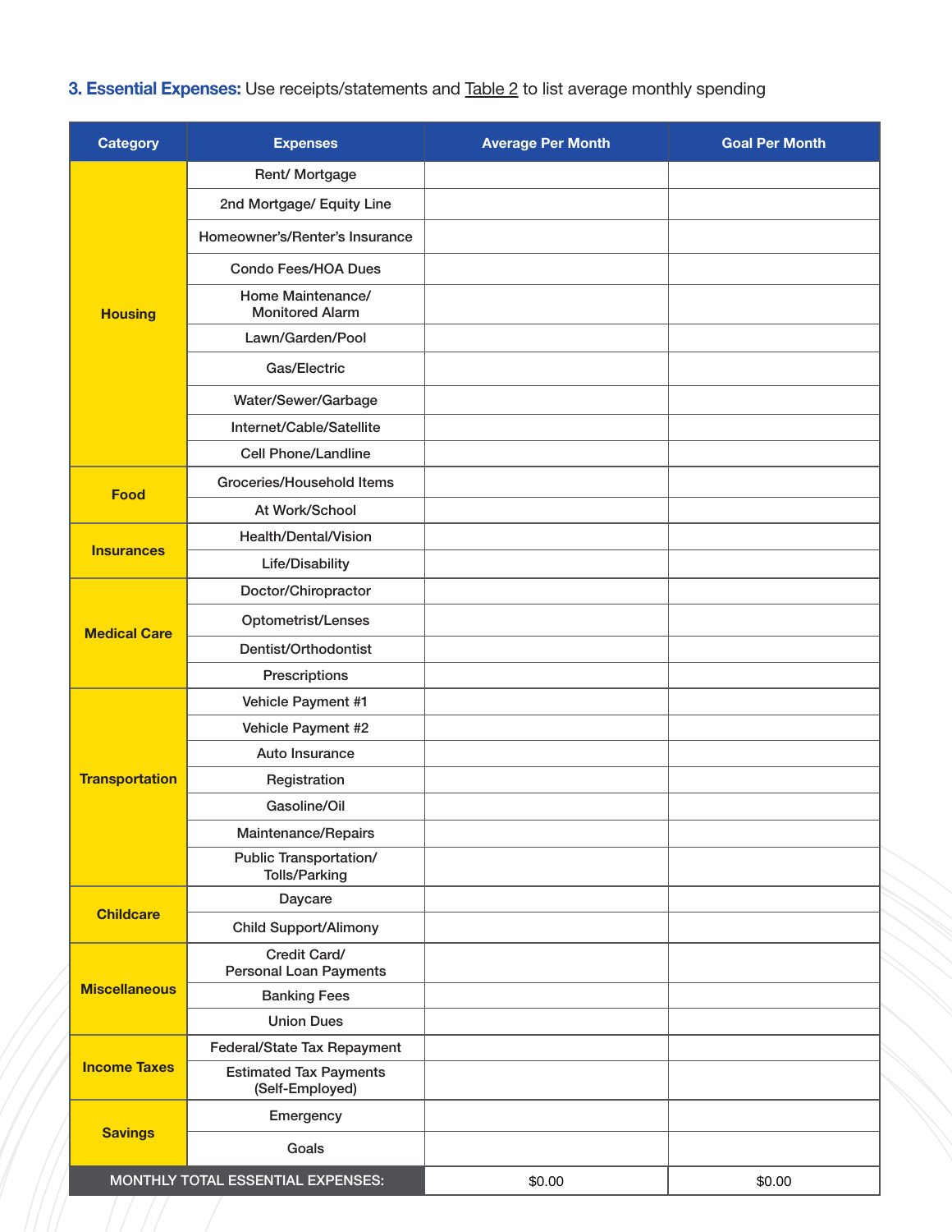**3. Essential Expenses:** Use receipts/statements and Table 2 to list average monthly spending

| Category | Expenses | Average Per Month | Goal Per Month |
|---|---|---|---|
| Housing | Rent/ Mortgage | | |
| | 2nd Mortgage/ Equity Line | | |
| | Homeowner's/Renter's Insurance | | |
| | Condo Fees/HOA Dues | | |
| | Home Maintenance/ Monitored Alarm | | |
| | Lawn/Garden/Pool | | |
| | Gas/Electric | | |
| | Water/Sewer/Garbage | | |
| | Internet/Cable/Satellite | | |
| | Cell Phone/Landline | | |
| Food | Groceries/Household Items | | |
| | At Work/School | | |
| Insurances | Health/Dental/Vision | | |
| | Life/Disability | | |
| Medical Care | Doctor/Chiropractor | | |
| | Optometrist/Lenses | | |
| | Dentist/Orthodontist | | |
| | Prescriptions | | |
| Transportation | Vehicle Payment #1 | | |
| | Vehicle Payment #2 | | |
| | Auto Insurance | | |
| | Registration | | |
| | Gasoline/Oil | | |
| | Maintenance/Repairs | | |
| | Public Transportation/ Tolls/Parking | | |
| Childcare | Daycare | | |
| | Child Support/Alimony | | |
| Miscellaneous | Credit Card/ Personal Loan Payments | | |
| | Banking Fees | | |
| | Union Dues | | |
| Income Taxes | Federal/State Tax Repayment | | |
| | Estimated Tax Payments (Self-Employed) | | |
| Savings | Emergency | | |
| | Goals | | |
| MONTHLY TOTAL ESSENTIAL EXPENSES: | | $0.00 | $0.00 |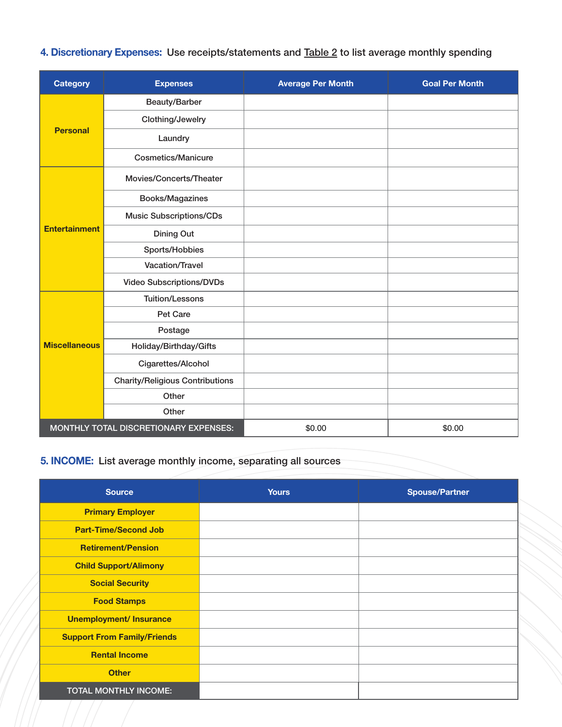### 4. Discretionary Expenses: Use receipts/statements and Table 2 to list average monthly spending

| Category | Expenses | Average Per Month | Goal Per Month |
|---|---|---|---|
| Personal | Beauty/Barber | | |
| | Clothing/Jewelry | | |
| | Laundry | | |
| | Cosmetics/Manicure | | |
| Entertainment | Movies/Concerts/Theater | | |
| | Books/Magazines | | |
| | Music Subscriptions/CDs | | |
| | Dining Out | | |
| | Sports/Hobbies | | |
| | Vacation/Travel | | |
| | Video Subscriptions/DVDs | | |
| Miscellaneous | Tuition/Lessons | | |
| | Pet Care | | |
| | Postage | | |
| | Holiday/Birthday/Gifts | | |
| | Cigarettes/Alcohol | | |
| | Charity/Religious Contributions | | |
| | Other | | |
| | Other | | |
| MONTHLY TOTAL DISCRETIONARY EXPENSES: | | $0.00 | $0.00 |

### 5. INCOME: List average monthly income, separating all sources

| Source | Yours | Spouse/Partner |
|---|---|---|
| Primary Employer | | |
| Part-Time/Second Job | | |
| Retirement/Pension | | |
| Child Support/Alimony | | |
| Social Security | | |
| Food Stamps | | |
| Unemployment/ Insurance | | |
| Support From Family/Friends | | |
| Rental Income | | |
| Other | | |
| TOTAL MONTHLY INCOME: | | |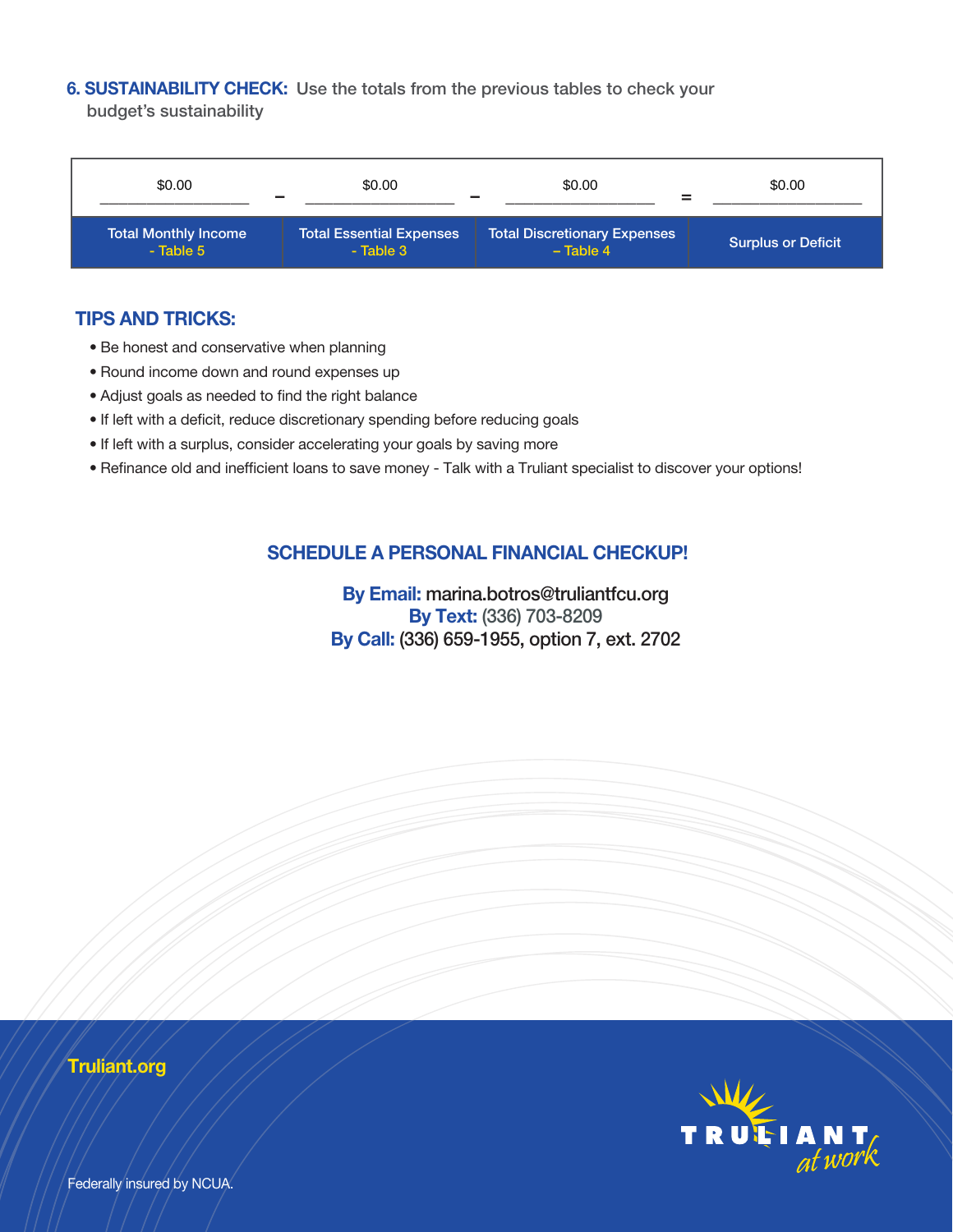**6. SUSTAINABILITY CHECK:** Use the totals from the previous tables to check your budget's sustainability

| $0.00 | – | $0.00 | – | $0.00 | = | $0.00 |
|---|---|---|---|---|---|---|
| Total Monthly Income - Table 5 | | Total Essential Expenses - Table 3 | | Total Discretionary Expenses – Table 4 | | Surplus or Deficit |

## TIPS AND TRICKS:

- Be honest and conservative when planning
- Round income down and round expenses up
- Adjust goals as needed to find the right balance
- If left with a deficit, reduce discretionary spending before reducing goals
- If left with a surplus, consider accelerating your goals by saving more
- Refinance old and inefficient loans to save money - Talk with a Truliant specialist to discover your options!

## SCHEDULE A PERSONAL FINANCIAL CHECKUP!

**By Email:** marina.botros@truliantfcu.org
**By Text:** (336) 703-8209
**By Call:** (336) 659-1955, option 7, ext. 2702

Truliant.org

TRULIANT at work

Federally insured by NCUA.